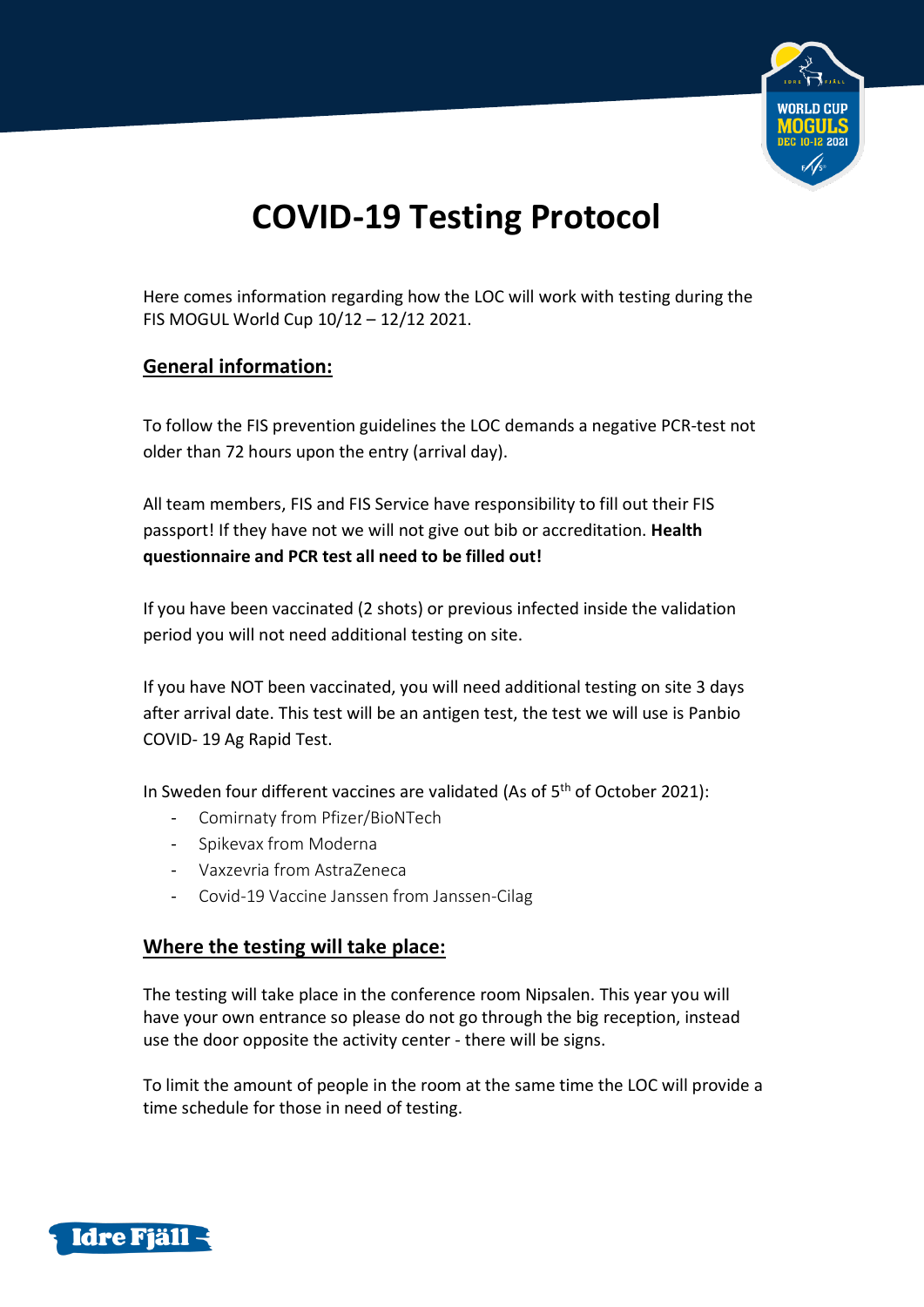# COVID-19 Testing Protocol

Here comes information regarding how the LOC will work with testing during the FIS MOGUL World Cup 10/12 – 12/12 2021.

## General information:

To follow the FIS prevention guidelines the LOC demands a negative PCR-test not older than 72 hours upon the entry (arrival day).

All team members, FIS and FIS Service have responsibility to fill out their FIS passport! If they have not we will not give out bib or accreditation. **Health questionnaire and PCR test all need to be filled out!**

If you have been vaccinated (2 shots) or previous infected inside the validation period you will not need additional testing on site.

If you have NOT been vaccinated, you will need additional testing on site 3 days after arrival date. This test will be an antigen test, the test we will use is Panbio COVID- 19 Ag Rapid Test.

In Sweden four different vaccines are validated (As of 5th of October 2021):

- Comirnaty from Pfizer/BioNTech
- Spikevax from Moderna
- Vaxzevria from AstraZeneca
- Covid-19 Vaccine Janssen from Janssen-Cilag

## Where the testing will take place:

The testing will take place in the conference room Nipsalen. This year you will have your own entrance so please do not go through the big reception, instead use the door opposite the activity center - there will be signs.

To limit the amount of people in the room at the same time the LOC will provide a time schedule for those in need of testing.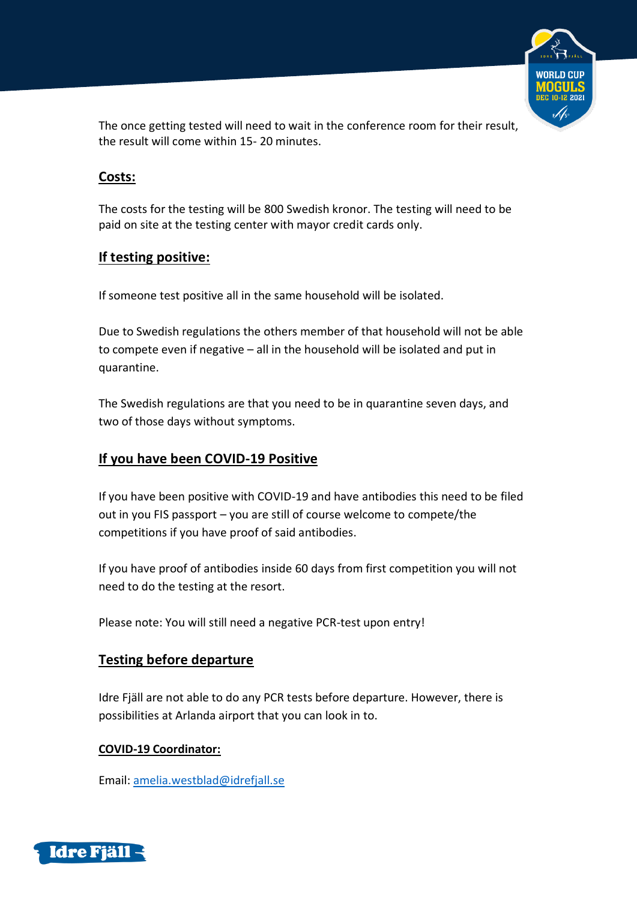The once getting tested will need to wait in the conference room for their result, the result will come within 15- 20 minutes.

## Costs:

The costs for the testing will be 800 Swedish kronor. The testing will need to be paid on site at the testing center with mayor credit cards only.

## If testing positive:

If someone test positive all in the same household will be isolated.

Due to Swedish regulations the others member of that household will not be able to compete even if negative – all in the household will be isolated and put in quarantine.

The Swedish regulations are that you need to be in quarantine seven days, and two of those days without symptoms.

## If you have been COVID-19 Positive

If you have been positive with COVID-19 and have antibodies this need to be filed out in you FIS passport – you are still of course welcome to compete/the competitions if you have proof of said antibodies.

If you have proof of antibodies inside 60 days from first competition you will not need to do the testing at the resort.

Please note: You will still need a negative PCR-test upon entry!

## Testing before departure

Idre Fjäll are not able to do any PCR tests before departure. However, there is possibilities at Arlanda airport that you can look in to.

### COVID-19 Coordinator:

Email: amelia.westblad@idrefjall.se